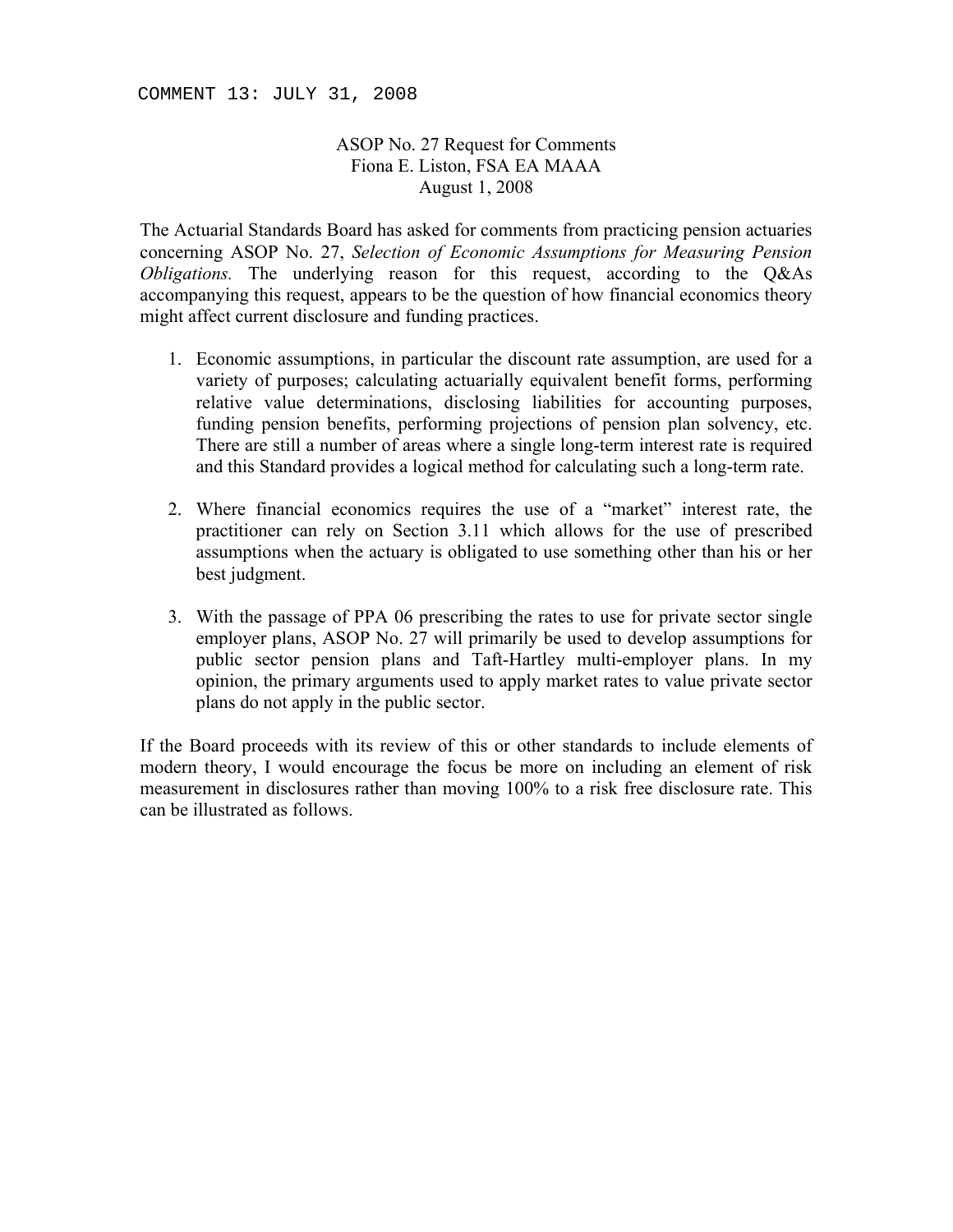COMMENT 13: JULY 31, 2008

ASOP No. 27 Request for Comments
Fiona E. Liston, FSA EA MAAA
August 1, 2008

The Actuarial Standards Board has asked for comments from practicing pension actuaries concerning ASOP No. 27, *Selection of Economic Assumptions for Measuring Pension Obligations.* The underlying reason for this request, according to the Q&As accompanying this request, appears to be the question of how financial economics theory might affect current disclosure and funding practices.

1. Economic assumptions, in particular the discount rate assumption, are used for a variety of purposes; calculating actuarially equivalent benefit forms, performing relative value determinations, disclosing liabilities for accounting purposes, funding pension benefits, performing projections of pension plan solvency, etc. There are still a number of areas where a single long-term interest rate is required and this Standard provides a logical method for calculating such a long-term rate.

2. Where financial economics requires the use of a "market" interest rate, the practitioner can rely on Section 3.11 which allows for the use of prescribed assumptions when the actuary is obligated to use something other than his or her best judgment.

3. With the passage of PPA 06 prescribing the rates to use for private sector single employer plans, ASOP No. 27 will primarily be used to develop assumptions for public sector pension plans and Taft-Hartley multi-employer plans. In my opinion, the primary arguments used to apply market rates to value private sector plans do not apply in the public sector.

If the Board proceeds with its review of this or other standards to include elements of modern theory, I would encourage the focus be more on including an element of risk measurement in disclosures rather than moving 100% to a risk free disclosure rate. This can be illustrated as follows.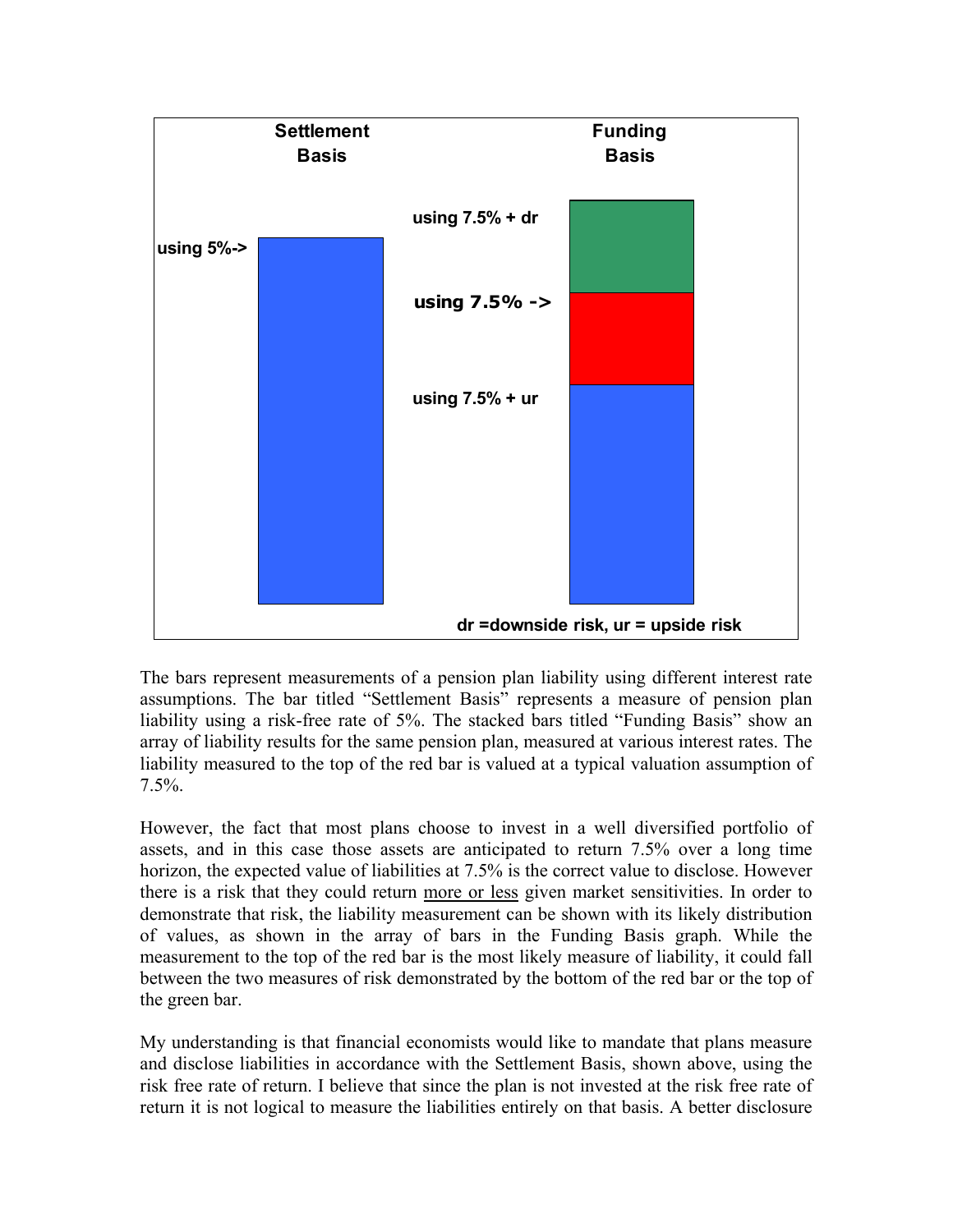Settlement Basis

Funding Basis

using 5%->

using 7.5% + dr

using 7.5% ->

using 7.5% + ur

dr =downside risk, ur = upside risk

The bars represent measurements of a pension plan liability using different interest rate assumptions. The bar titled "Settlement Basis" represents a measure of pension plan liability using a risk-free rate of 5%. The stacked bars titled "Funding Basis" show an array of liability results for the same pension plan, measured at various interest rates. The liability measured to the top of the red bar is valued at a typical valuation assumption of 7.5%.

However, the fact that most plans choose to invest in a well diversified portfolio of assets, and in this case those assets are anticipated to return 7.5% over a long time horizon, the expected value of liabilities at 7.5% is the correct value to disclose. However there is a risk that they could return more or less given market sensitivities. In order to demonstrate that risk, the liability measurement can be shown with its likely distribution of values, as shown in the array of bars in the Funding Basis graph. While the measurement to the top of the red bar is the most likely measure of liability, it could fall between the two measures of risk demonstrated by the bottom of the red bar or the top of the green bar.

My understanding is that financial economists would like to mandate that plans measure and disclose liabilities in accordance with the Settlement Basis, shown above, using the risk free rate of return. I believe that since the plan is not invested at the risk free rate of return it is not logical to measure the liabilities entirely on that basis. A better disclosure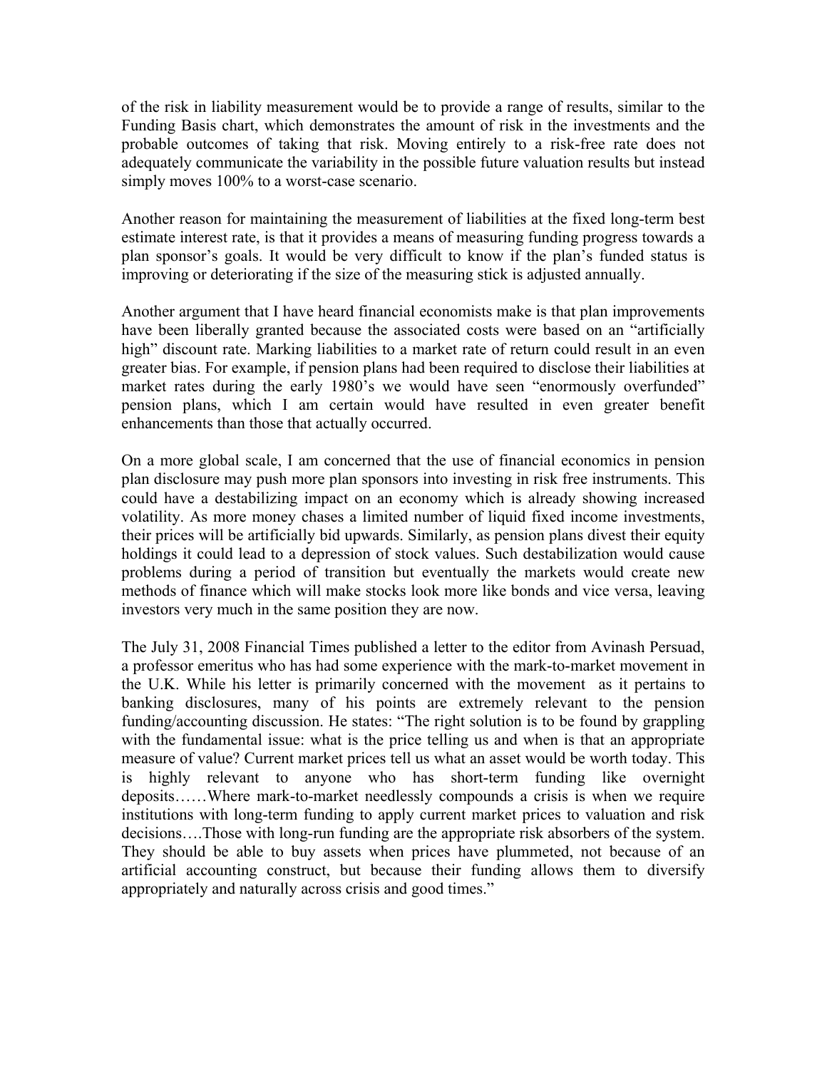of the risk in liability measurement would be to provide a range of results, similar to the Funding Basis chart, which demonstrates the amount of risk in the investments and the probable outcomes of taking that risk. Moving entirely to a risk-free rate does not adequately communicate the variability in the possible future valuation results but instead simply moves 100% to a worst-case scenario.

Another reason for maintaining the measurement of liabilities at the fixed long-term best estimate interest rate, is that it provides a means of measuring funding progress towards a plan sponsor's goals. It would be very difficult to know if the plan's funded status is improving or deteriorating if the size of the measuring stick is adjusted annually.

Another argument that I have heard financial economists make is that plan improvements have been liberally granted because the associated costs were based on an "artificially high" discount rate. Marking liabilities to a market rate of return could result in an even greater bias. For example, if pension plans had been required to disclose their liabilities at market rates during the early 1980's we would have seen "enormously overfunded" pension plans, which I am certain would have resulted in even greater benefit enhancements than those that actually occurred.

On a more global scale, I am concerned that the use of financial economics in pension plan disclosure may push more plan sponsors into investing in risk free instruments. This could have a destabilizing impact on an economy which is already showing increased volatility. As more money chases a limited number of liquid fixed income investments, their prices will be artificially bid upwards. Similarly, as pension plans divest their equity holdings it could lead to a depression of stock values. Such destabilization would cause problems during a period of transition but eventually the markets would create new methods of finance which will make stocks look more like bonds and vice versa, leaving investors very much in the same position they are now.

The July 31, 2008 Financial Times published a letter to the editor from Avinash Persuad, a professor emeritus who has had some experience with the mark-to-market movement in the U.K. While his letter is primarily concerned with the movement as it pertains to banking disclosures, many of his points are extremely relevant to the pension funding/accounting discussion. He states: "The right solution is to be found by grappling with the fundamental issue: what is the price telling us and when is that an appropriate measure of value? Current market prices tell us what an asset would be worth today. This is highly relevant to anyone who has short-term funding like overnight deposits……Where mark-to-market needlessly compounds a crisis is when we require institutions with long-term funding to apply current market prices to valuation and risk decisions….Those with long-run funding are the appropriate risk absorbers of the system. They should be able to buy assets when prices have plummeted, not because of an artificial accounting construct, but because their funding allows them to diversify appropriately and naturally across crisis and good times."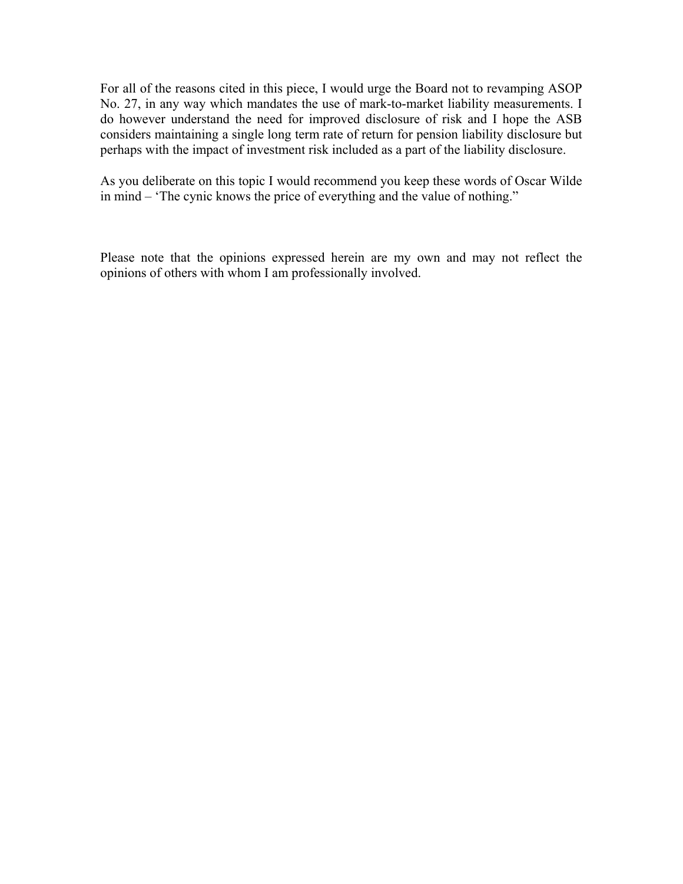For all of the reasons cited in this piece, I would urge the Board not to revamping ASOP No. 27, in any way which mandates the use of mark-to-market liability measurements. I do however understand the need for improved disclosure of risk and I hope the ASB considers maintaining a single long term rate of return for pension liability disclosure but perhaps with the impact of investment risk included as a part of the liability disclosure.

As you deliberate on this topic I would recommend you keep these words of Oscar Wilde in mind – 'The cynic knows the price of everything and the value of nothing."

Please note that the opinions expressed herein are my own and may not reflect the opinions of others with whom I am professionally involved.